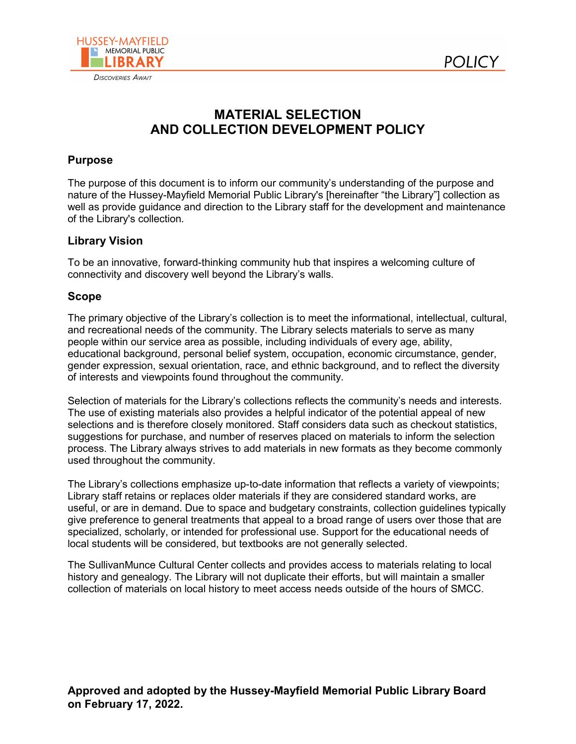# MATERIAL SELECTION AND COLLECTION DEVELOPMENT POLICY

## Purpose

The purpose of this document is to inform our community's understanding of the purpose and nature of the Hussey-Mayfield Memorial Public Library's [hereinafter "the Library"] collection as well as provide guidance and direction to the Library staff for the development and maintenance of the Library's collection.

## Library Vision

To be an innovative, forward-thinking community hub that inspires a welcoming culture of connectivity and discovery well beyond the Library's walls.

## Scope

The primary objective of the Library's collection is to meet the informational, intellectual, cultural, and recreational needs of the community. The Library selects materials to serve as many people within our service area as possible, including individuals of every age, ability, educational background, personal belief system, occupation, economic circumstance, gender, gender expression, sexual orientation, race, and ethnic background, and to reflect the diversity of interests and viewpoints found throughout the community.

Selection of materials for the Library's collections reflects the community's needs and interests. The use of existing materials also provides a helpful indicator of the potential appeal of new selections and is therefore closely monitored. Staff considers data such as checkout statistics, suggestions for purchase, and number of reserves placed on materials to inform the selection process. The Library always strives to add materials in new formats as they become commonly used throughout the community.

The Library's collections emphasize up-to-date information that reflects a variety of viewpoints; Library staff retains or replaces older materials if they are considered standard works, are useful, or are in demand. Due to space and budgetary constraints, collection guidelines typically give preference to general treatments that appeal to a broad range of users over those that are specialized, scholarly, or intended for professional use. Support for the educational needs of local students will be considered, but textbooks are not generally selected.

The SullivanMunce Cultural Center collects and provides access to materials relating to local history and genealogy. The Library will not duplicate their efforts, but will maintain a smaller collection of materials on local history to meet access needs outside of the hours of SMCC.

**Approved and adopted by the Hussey-Mayfield Memorial Public Library Board on February 17, 2022.**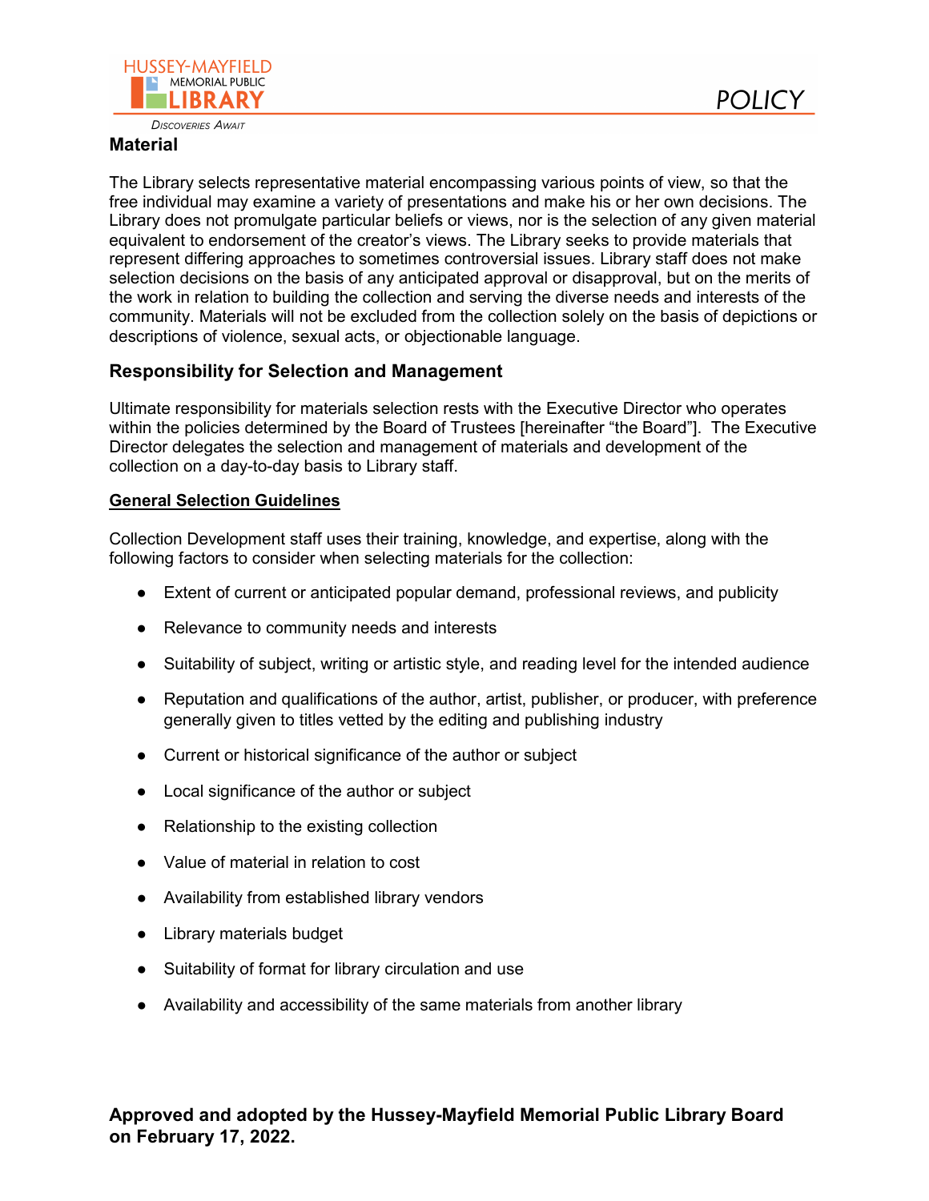### Material

The Library selects representative material encompassing various points of view, so that the free individual may examine a variety of presentations and make his or her own decisions. The Library does not promulgate particular beliefs or views, nor is the selection of any given material equivalent to endorsement of the creator's views. The Library seeks to provide materials that represent differing approaches to sometimes controversial issues. Library staff does not make selection decisions on the basis of any anticipated approval or disapproval, but on the merits of the work in relation to building the collection and serving the diverse needs and interests of the community. Materials will not be excluded from the collection solely on the basis of depictions or descriptions of violence, sexual acts, or objectionable language.

## Responsibility for Selection and Management

Ultimate responsibility for materials selection rests with the Executive Director who operates within the policies determined by the Board of Trustees [hereinafter "the Board"]. The Executive Director delegates the selection and management of materials and development of the collection on a day-to-day basis to Library staff.

### General Selection Guidelines

Collection Development staff uses their training, knowledge, and expertise, along with the following factors to consider when selecting materials for the collection:

- Extent of current or anticipated popular demand, professional reviews, and publicity
- Relevance to community needs and interests
- Suitability of subject, writing or artistic style, and reading level for the intended audience
- Reputation and qualifications of the author, artist, publisher, or producer, with preference generally given to titles vetted by the editing and publishing industry
- Current or historical significance of the author or subject
- Local significance of the author or subject
- Relationship to the existing collection
- Value of material in relation to cost
- Availability from established library vendors
- Library materials budget
- Suitability of format for library circulation and use
- Availability and accessibility of the same materials from another library

**Approved and adopted by the Hussey-Mayfield Memorial Public Library Board on February 17, 2022.**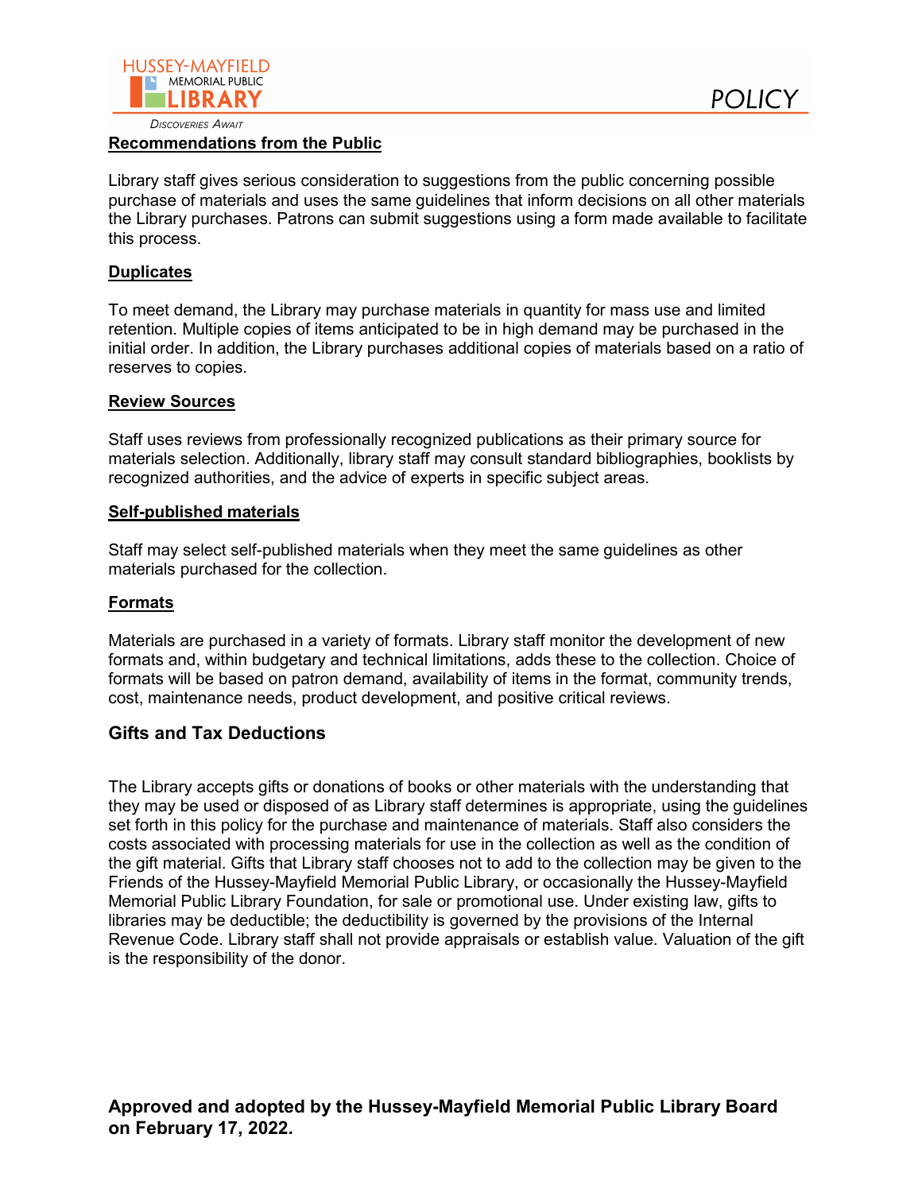**Recommendations from the Public**

Library staff gives serious consideration to suggestions from the public concerning possible purchase of materials and uses the same guidelines that inform decisions on all other materials the Library purchases. Patrons can submit suggestions using a form made available to facilitate this process.

**Duplicates**

To meet demand, the Library may purchase materials in quantity for mass use and limited retention. Multiple copies of items anticipated to be in high demand may be purchased in the initial order. In addition, the Library purchases additional copies of materials based on a ratio of reserves to copies.

**Review Sources**

Staff uses reviews from professionally recognized publications as their primary source for materials selection. Additionally, library staff may consult standard bibliographies, booklists by recognized authorities, and the advice of experts in specific subject areas.

**Self-published materials**

Staff may select self-published materials when they meet the same guidelines as other materials purchased for the collection.

**Formats**

Materials are purchased in a variety of formats. Library staff monitor the development of new formats and, within budgetary and technical limitations, adds these to the collection. Choice of formats will be based on patron demand, availability of items in the format, community trends, cost, maintenance needs, product development, and positive critical reviews.

## Gifts and Tax Deductions

The Library accepts gifts or donations of books or other materials with the understanding that they may be used or disposed of as Library staff determines is appropriate, using the guidelines set forth in this policy for the purchase and maintenance of materials. Staff also considers the costs associated with processing materials for use in the collection as well as the condition of the gift material. Gifts that Library staff chooses not to add to the collection may be given to the Friends of the Hussey-Mayfield Memorial Public Library, or occasionally the Hussey-Mayfield Memorial Public Library Foundation, for sale or promotional use. Under existing law, gifts to libraries may be deductible; the deductibility is governed by the provisions of the Internal Revenue Code. Library staff shall not provide appraisals or establish value. Valuation of the gift is the responsibility of the donor.

**Approved and adopted by the Hussey-Mayfield Memorial Public Library Board on February 17, 2022.**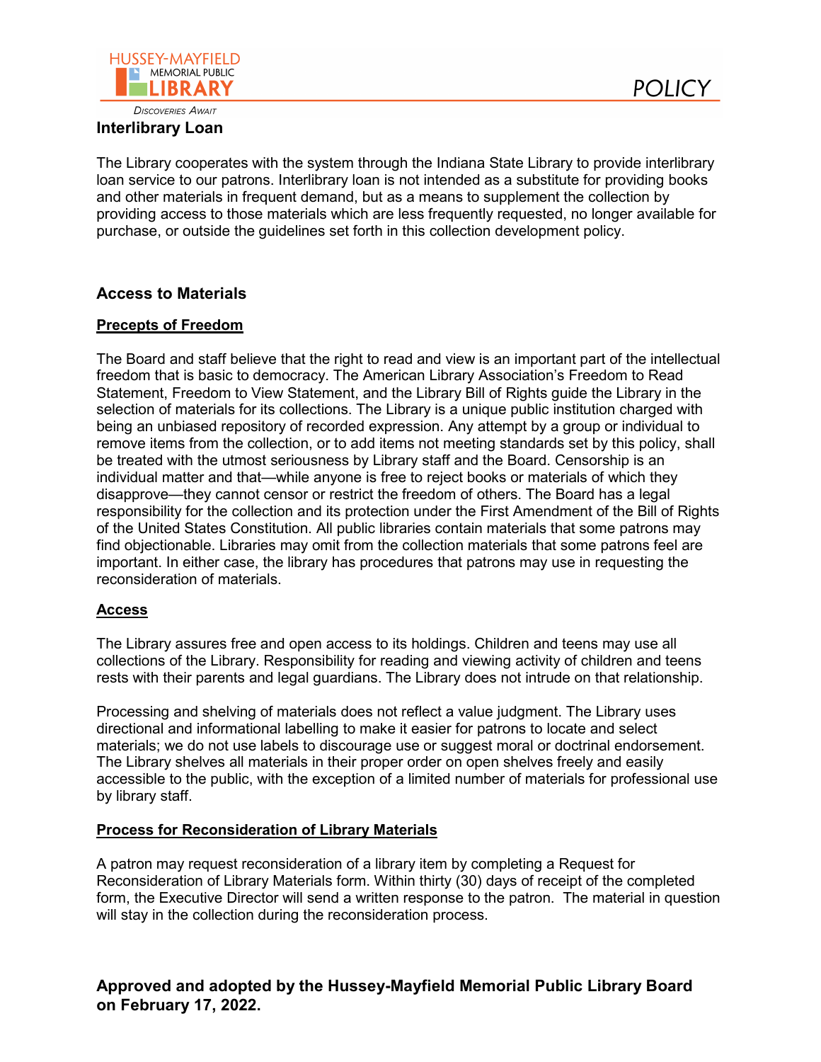### Interlibrary Loan

The Library cooperates with the system through the Indiana State Library to provide interlibrary loan service to our patrons. Interlibrary loan is not intended as a substitute for providing books and other materials in frequent demand, but as a means to supplement the collection by providing access to those materials which are less frequently requested, no longer available for purchase, or outside the guidelines set forth in this collection development policy.

### Access to Materials

**Precepts of Freedom**

The Board and staff believe that the right to read and view is an important part of the intellectual freedom that is basic to democracy. The American Library Association's Freedom to Read Statement, Freedom to View Statement, and the Library Bill of Rights guide the Library in the selection of materials for its collections. The Library is a unique public institution charged with being an unbiased repository of recorded expression. Any attempt by a group or individual to remove items from the collection, or to add items not meeting standards set by this policy, shall be treated with the utmost seriousness by Library staff and the Board. Censorship is an individual matter and that—while anyone is free to reject books or materials of which they disapprove—they cannot censor or restrict the freedom of others. The Board has a legal responsibility for the collection and its protection under the First Amendment of the Bill of Rights of the United States Constitution. All public libraries contain materials that some patrons may find objectionable. Libraries may omit from the collection materials that some patrons feel are important. In either case, the library has procedures that patrons may use in requesting the reconsideration of materials.

**Access**

The Library assures free and open access to its holdings. Children and teens may use all collections of the Library. Responsibility for reading and viewing activity of children and teens rests with their parents and legal guardians. The Library does not intrude on that relationship.

Processing and shelving of materials does not reflect a value judgment. The Library uses directional and informational labelling to make it easier for patrons to locate and select materials; we do not use labels to discourage use or suggest moral or doctrinal endorsement. The Library shelves all materials in their proper order on open shelves freely and easily accessible to the public, with the exception of a limited number of materials for professional use by library staff.

**Process for Reconsideration of Library Materials**

A patron may request reconsideration of a library item by completing a Request for Reconsideration of Library Materials form. Within thirty (30) days of receipt of the completed form, the Executive Director will send a written response to the patron. The material in question will stay in the collection during the reconsideration process.

**Approved and adopted by the Hussey-Mayfield Memorial Public Library Board on February 17, 2022.**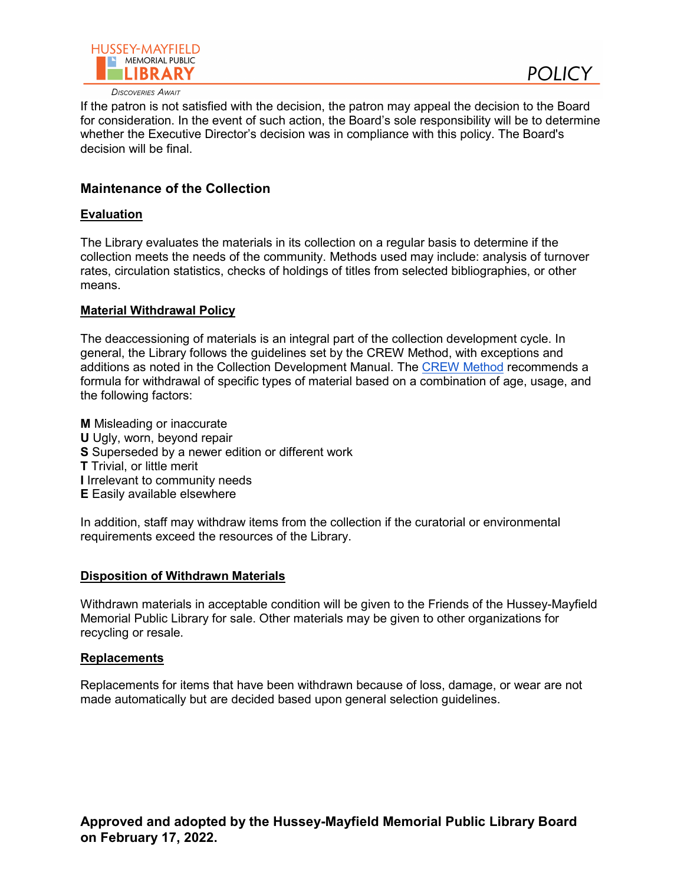If the patron is not satisfied with the decision, the patron may appeal the decision to the Board for consideration. In the event of such action, the Board's sole responsibility will be to determine whether the Executive Director's decision was in compliance with this policy. The Board's decision will be final.

## Maintenance of the Collection

### Evaluation

The Library evaluates the materials in its collection on a regular basis to determine if the collection meets the needs of the community. Methods used may include: analysis of turnover rates, circulation statistics, checks of holdings of titles from selected bibliographies, or other means.

### Material Withdrawal Policy

The deaccessioning of materials is an integral part of the collection development cycle. In general, the Library follows the guidelines set by the CREW Method, with exceptions and additions as noted in the Collection Development Manual. The CREW Method recommends a formula for withdrawal of specific types of material based on a combination of age, usage, and the following factors:

**M** Misleading or inaccurate
**U** Ugly, worn, beyond repair
**S** Superseded by a newer edition or different work
**T** Trivial, or little merit
**I** Irrelevant to community needs
**E** Easily available elsewhere

In addition, staff may withdraw items from the collection if the curatorial or environmental requirements exceed the resources of the Library.

### Disposition of Withdrawn Materials

Withdrawn materials in acceptable condition will be given to the Friends of the Hussey-Mayfield Memorial Public Library for sale. Other materials may be given to other organizations for recycling or resale.

### Replacements

Replacements for items that have been withdrawn because of loss, damage, or wear are not made automatically but are decided based upon general selection guidelines.

**Approved and adopted by the Hussey-Mayfield Memorial Public Library Board on February 17, 2022.**